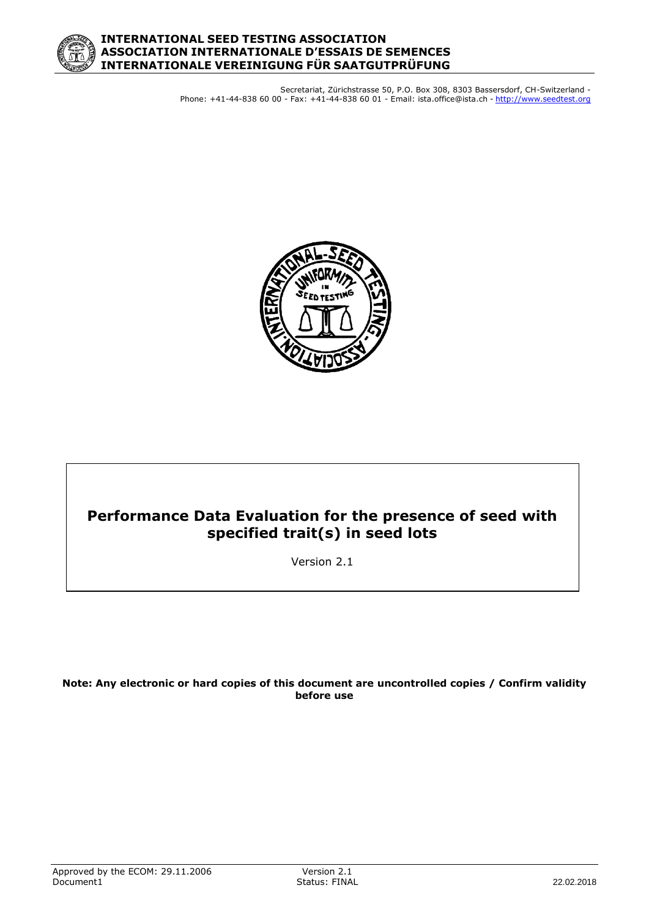**INTERNATIONAL SEED TESTING ASSOCIATION**
**ASSOCIATION INTERNATIONALE D'ESSAIS DE SEMENCES**
**INTERNATIONALE VEREINIGUNG FÜR SAATGUTPRÜFUNG**

Secretariat, Zürichstrasse 50, P.O. Box 308, 8303 Bassersdorf, CH-Switzerland - Phone: +41-44-838 60 00 - Fax: +41-44-838 60 01 - Email: ista.office@ista.ch - http://www.seedtest.org

# Performance Data Evaluation for the presence of seed with specified trait(s) in seed lots

Version 2.1

**Note: Any electronic or hard copies of this document are uncontrolled copies / Confirm validity before use**

Approved by the ECOM: 29.11.2006
Document1
Version 2.1
Status: FINAL
22.02.2018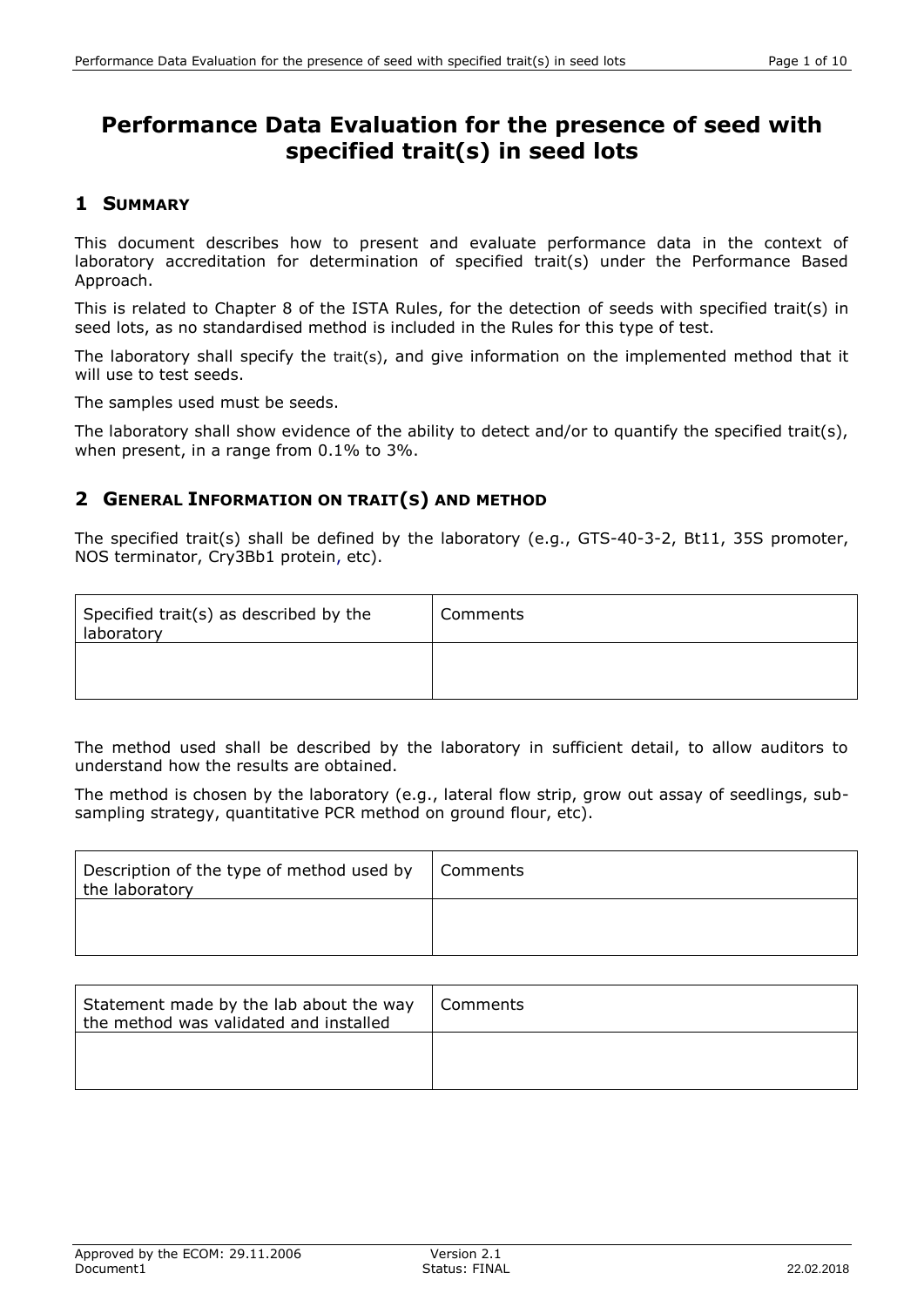# Performance Data Evaluation for the presence of seed with specified trait(s) in seed lots

## 1 Summary

This document describes how to present and evaluate performance data in the context of laboratory accreditation for determination of specified trait(s) under the Performance Based Approach.

This is related to Chapter 8 of the ISTA Rules, for the detection of seeds with specified trait(s) in seed lots, as no standardised method is included in the Rules for this type of test.

The laboratory shall specify the trait(s), and give information on the implemented method that it will use to test seeds.

The samples used must be seeds.

The laboratory shall show evidence of the ability to detect and/or to quantify the specified trait(s), when present, in a range from 0.1% to 3%.

## 2 General Information on trait(s) and method

The specified trait(s) shall be defined by the laboratory (e.g., GTS-40-3-2, Bt11, 35S promoter, NOS terminator, Cry3Bb1 protein, etc).

| Specified trait(s) as described by the laboratory | Comments |
| --- | --- |
| | |

The method used shall be described by the laboratory in sufficient detail, to allow auditors to understand how the results are obtained.

The method is chosen by the laboratory (e.g., lateral flow strip, grow out assay of seedlings, sub-sampling strategy, quantitative PCR method on ground flour, etc).

| Description of the type of method used by the laboratory | Comments |
| --- | --- |
| | |

| Statement made by the lab about the way the method was validated and installed | Comments |
| --- | --- |
| | |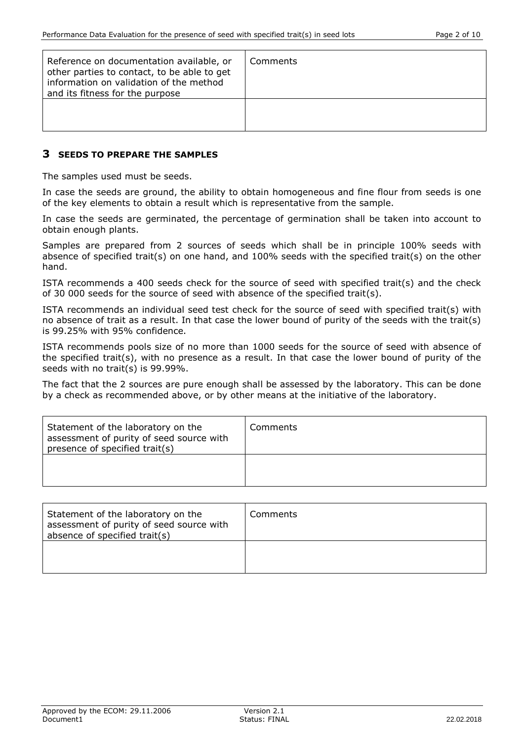| Reference on documentation available, or other parties to contact, to be able to get information on validation of the method and its fitness for the purpose | Comments |
| --- | --- |
| | |

## 3 SEEDS TO PREPARE THE SAMPLES

The samples used must be seeds.

In case the seeds are ground, the ability to obtain homogeneous and fine flour from seeds is one of the key elements to obtain a result which is representative from the sample.

In case the seeds are germinated, the percentage of germination shall be taken into account to obtain enough plants.

Samples are prepared from 2 sources of seeds which shall be in principle 100% seeds with absence of specified trait(s) on one hand, and 100% seeds with the specified trait(s) on the other hand.

ISTA recommends a 400 seeds check for the source of seed with specified trait(s) and the check of 30 000 seeds for the source of seed with absence of the specified trait(s).

ISTA recommends an individual seed test check for the source of seed with specified trait(s) with no absence of trait as a result. In that case the lower bound of purity of the seeds with the trait(s) is 99.25% with 95% confidence.

ISTA recommends pools size of no more than 1000 seeds for the source of seed with absence of the specified trait(s), with no presence as a result. In that case the lower bound of purity of the seeds with no trait(s) is 99.99%.

The fact that the 2 sources are pure enough shall be assessed by the laboratory. This can be done by a check as recommended above, or by other means at the initiative of the laboratory.

| Statement of the laboratory on the assessment of purity of seed source with presence of specified trait(s) | Comments |
| --- | --- |
| | |

| Statement of the laboratory on the assessment of purity of seed source with absence of specified trait(s) | Comments |
| --- | --- |
| | |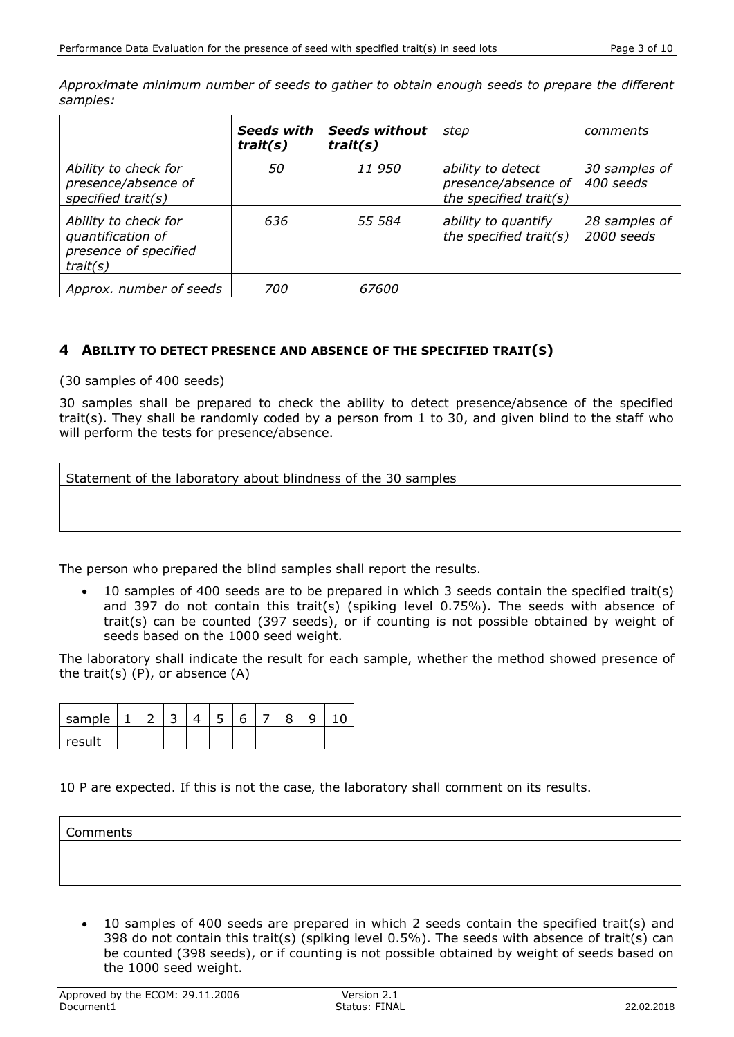*Approximate minimum number of seeds to gather to obtain enough seeds to prepare the different samples:*

| | ***Seeds with trait(s)*** | ***Seeds without trait(s)*** | *step* | *comments* |
|---|---|---|---|---|
| *Ability to check for presence/absence of specified trait(s)* | *50* | *11 950* | *ability to detect presence/absence of the specified trait(s)* | *30 samples of 400 seeds* |
| *Ability to check for quantification of presence of specified trait(s)* | *636* | *55 584* | *ability to quantify the specified trait(s)* | *28 samples of 2000 seeds* |
| *Approx. number of seeds* | *700* | *67600* | | |

## 4 ABILITY TO DETECT PRESENCE AND ABSENCE OF THE SPECIFIED TRAIT(S)

(30 samples of 400 seeds)

30 samples shall be prepared to check the ability to detect presence/absence of the specified trait(s). They shall be randomly coded by a person from 1 to 30, and given blind to the staff who will perform the tests for presence/absence.

| Statement of the laboratory about blindness of the 30 samples |
|---|
| |

The person who prepared the blind samples shall report the results.

- 10 samples of 400 seeds are to be prepared in which 3 seeds contain the specified trait(s) and 397 do not contain this trait(s) (spiking level 0.75%). The seeds with absence of trait(s) can be counted (397 seeds), or if counting is not possible obtained by weight of seeds based on the 1000 seed weight.

The laboratory shall indicate the result for each sample, whether the method showed presence of the trait(s) (P), or absence (A)

| sample | 1 | 2 | 3 | 4 | 5 | 6 | 7 | 8 | 9 | 10 |
|---|---|---|---|---|---|---|---|---|---|---|
| result | | | | | | | | | | |

10 P are expected. If this is not the case, the laboratory shall comment on its results.

| Comments |
|---|
| |

- 10 samples of 400 seeds are prepared in which 2 seeds contain the specified trait(s) and 398 do not contain this trait(s) (spiking level 0.5%). The seeds with absence of trait(s) can be counted (398 seeds), or if counting is not possible obtained by weight of seeds based on the 1000 seed weight.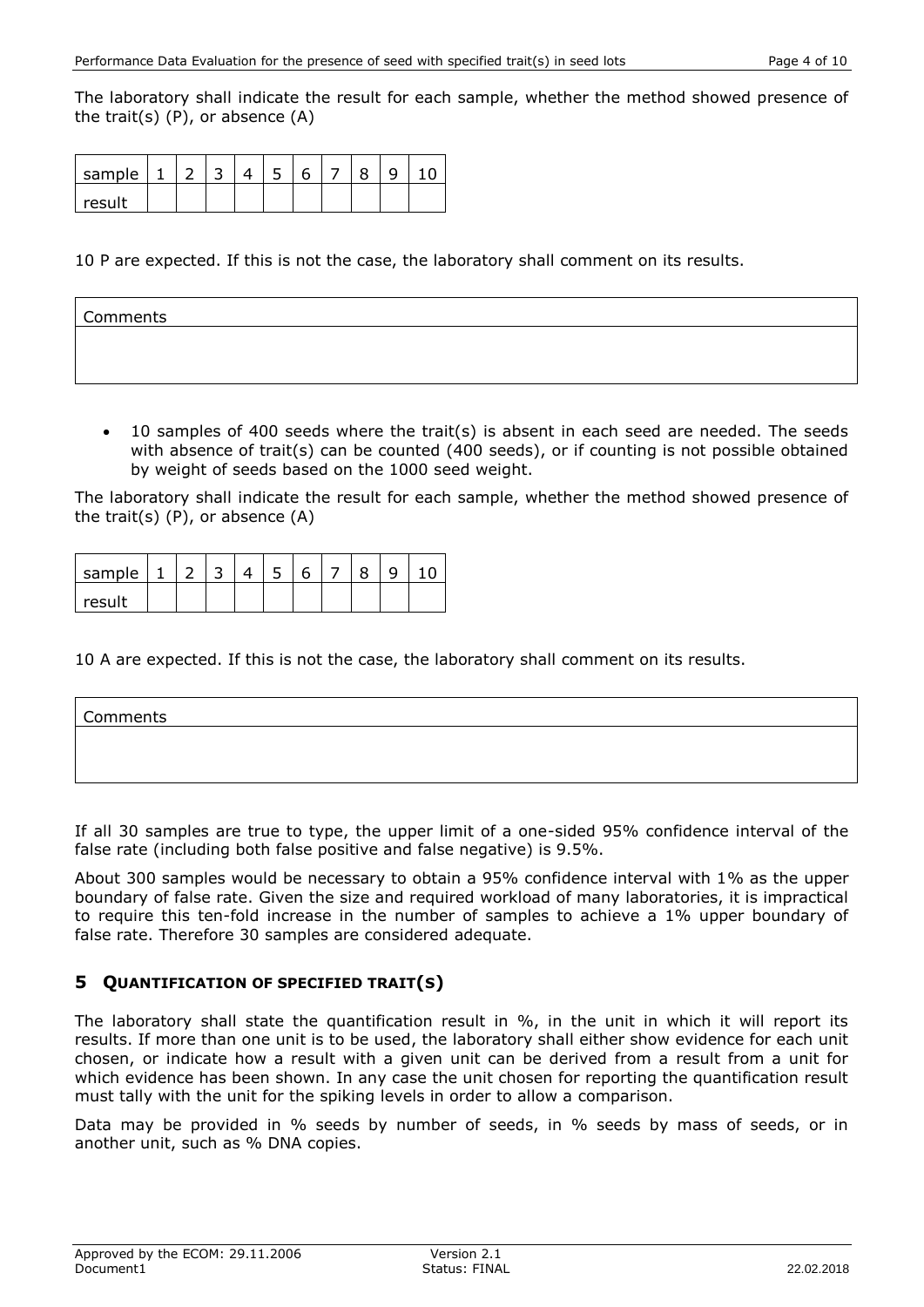The laboratory shall indicate the result for each sample, whether the method showed presence of the trait(s) (P), or absence (A)

| sample | 1 | 2 | 3 | 4 | 5 | 6 | 7 | 8 | 9 | 10 |
|---|---|---|---|---|---|---|---|---|---|---|
| result | | | | | | | | | | |

10 P are expected. If this is not the case, the laboratory shall comment on its results.

| Comments |
|---|
| |

- 10 samples of 400 seeds where the trait(s) is absent in each seed are needed. The seeds with absence of trait(s) can be counted (400 seeds), or if counting is not possible obtained by weight of seeds based on the 1000 seed weight.

The laboratory shall indicate the result for each sample, whether the method showed presence of the trait(s) (P), or absence (A)

| sample | 1 | 2 | 3 | 4 | 5 | 6 | 7 | 8 | 9 | 10 |
|---|---|---|---|---|---|---|---|---|---|---|
| result | | | | | | | | | | |

10 A are expected. If this is not the case, the laboratory shall comment on its results.

| Comments |
|---|
| |

If all 30 samples are true to type, the upper limit of a one-sided 95% confidence interval of the false rate (including both false positive and false negative) is 9.5%.

About 300 samples would be necessary to obtain a 95% confidence interval with 1% as the upper boundary of false rate. Given the size and required workload of many laboratories, it is impractical to require this ten-fold increase in the number of samples to achieve a 1% upper boundary of false rate. Therefore 30 samples are considered adequate.

## 5 QUANTIFICATION OF SPECIFIED TRAIT(S)

The laboratory shall state the quantification result in %, in the unit in which it will report its results. If more than one unit is to be used, the laboratory shall either show evidence for each unit chosen, or indicate how a result with a given unit can be derived from a result from a unit for which evidence has been shown. In any case the unit chosen for reporting the quantification result must tally with the unit for the spiking levels in order to allow a comparison.

Data may be provided in % seeds by number of seeds, in % seeds by mass of seeds, or in another unit, such as % DNA copies.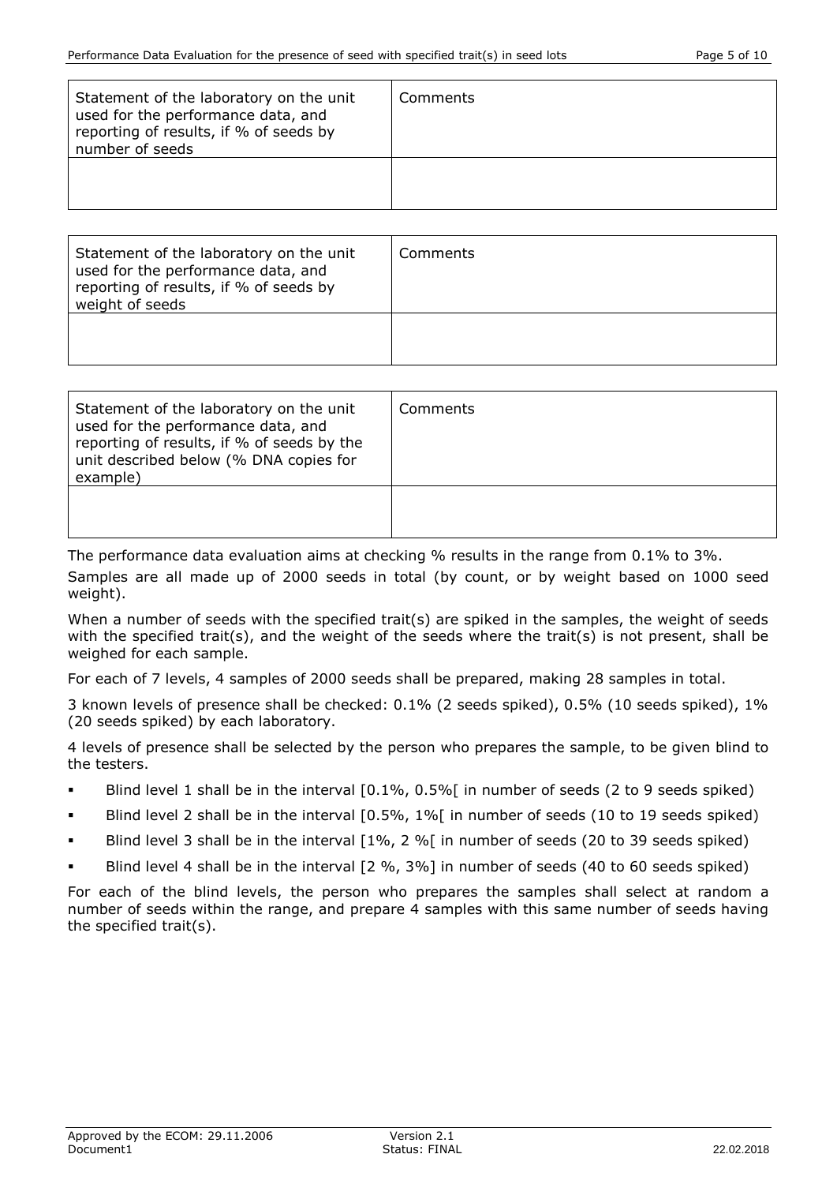| Statement of the laboratory on the unit used for the performance data, and reporting of results, if % of seeds by number of seeds | Comments |
| --- | --- |
| | |

| Statement of the laboratory on the unit used for the performance data, and reporting of results, if % of seeds by weight of seeds | Comments |
| --- | --- |
| | |

| Statement of the laboratory on the unit used for the performance data, and reporting of results, if % of seeds by the unit described below (% DNA copies for example) | Comments |
| --- | --- |
| | |

The performance data evaluation aims at checking % results in the range from 0.1% to 3%.

Samples are all made up of 2000 seeds in total (by count, or by weight based on 1000 seed weight).

When a number of seeds with the specified trait(s) are spiked in the samples, the weight of seeds with the specified trait(s), and the weight of the seeds where the trait(s) is not present, shall be weighed for each sample.

For each of 7 levels, 4 samples of 2000 seeds shall be prepared, making 28 samples in total.

3 known levels of presence shall be checked: 0.1% (2 seeds spiked), 0.5% (10 seeds spiked), 1% (20 seeds spiked) by each laboratory.

4 levels of presence shall be selected by the person who prepares the sample, to be given blind to the testers.

- Blind level 1 shall be in the interval [0.1%, 0.5%[ in number of seeds (2 to 9 seeds spiked)
- Blind level 2 shall be in the interval [0.5%, 1%[ in number of seeds (10 to 19 seeds spiked)
- Blind level 3 shall be in the interval [1%, 2 %[ in number of seeds (20 to 39 seeds spiked)
- Blind level 4 shall be in the interval [2 %, 3%] in number of seeds (40 to 60 seeds spiked)

For each of the blind levels, the person who prepares the samples shall select at random a number of seeds within the range, and prepare 4 samples with this same number of seeds having the specified trait(s).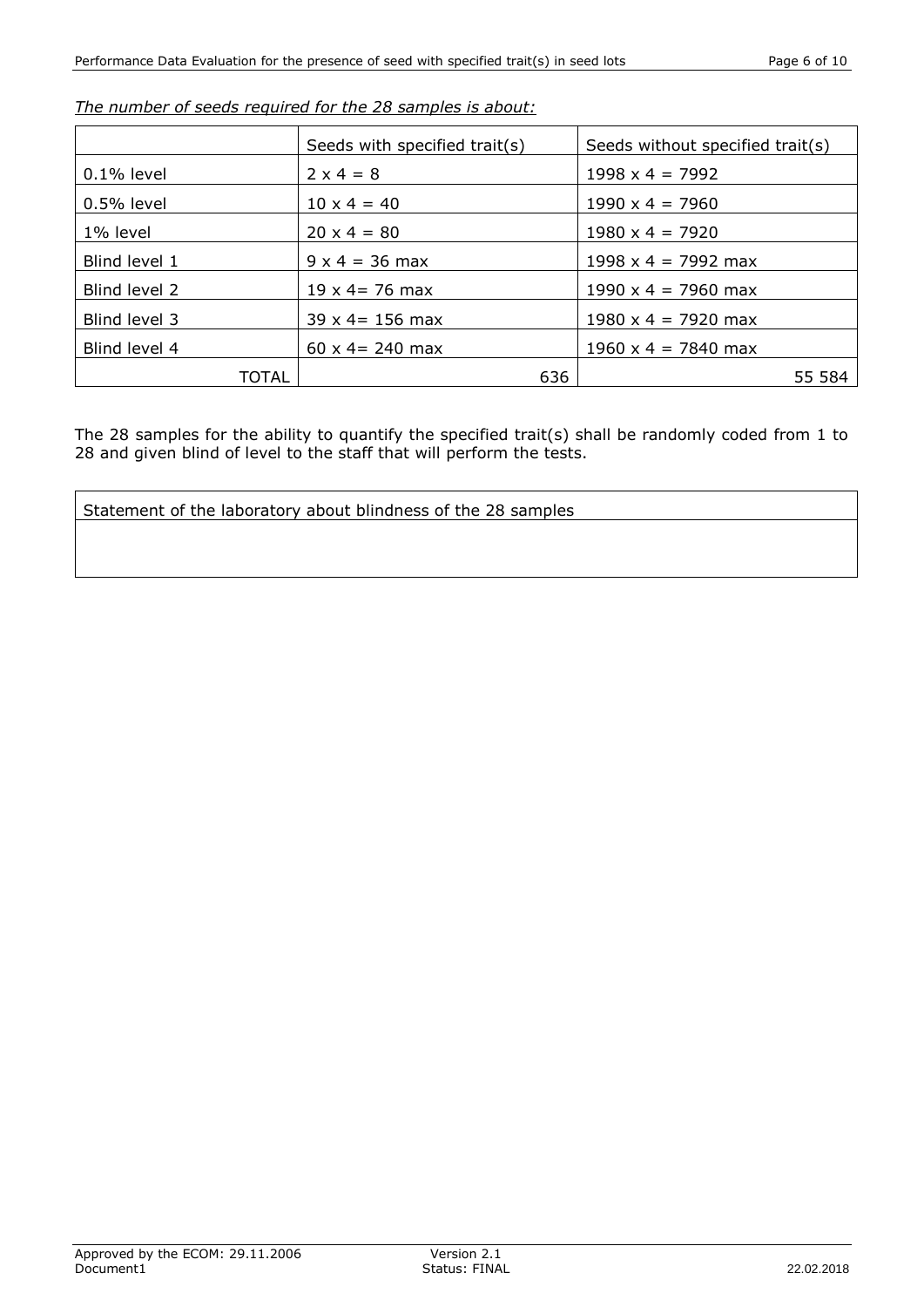*The number of seeds required for the 28 samples is about:*

| | Seeds with specified trait(s) | Seeds without specified trait(s) |
|---|---|---|
| 0.1% level | 2 x 4 = 8 | 1998 x 4 = 7992 |
| 0.5% level | 10 x 4 = 40 | 1990 x 4 = 7960 |
| 1% level | 20 x 4 = 80 | 1980 x 4 = 7920 |
| Blind level 1 | 9 x 4 = 36 max | 1998 x 4 = 7992 max |
| Blind level 2 | 19 x 4= 76 max | 1990 x 4 = 7960 max |
| Blind level 3 | 39 x 4= 156 max | 1980 x 4 = 7920 max |
| Blind level 4 | 60 x 4= 240 max | 1960 x 4 = 7840 max |
| TOTAL | 636 | 55 584 |

The 28 samples for the ability to quantify the specified trait(s) shall be randomly coded from 1 to 28 and given blind of level to the staff that will perform the tests.

| Statement of the laboratory about blindness of the 28 samples |
|---|
| |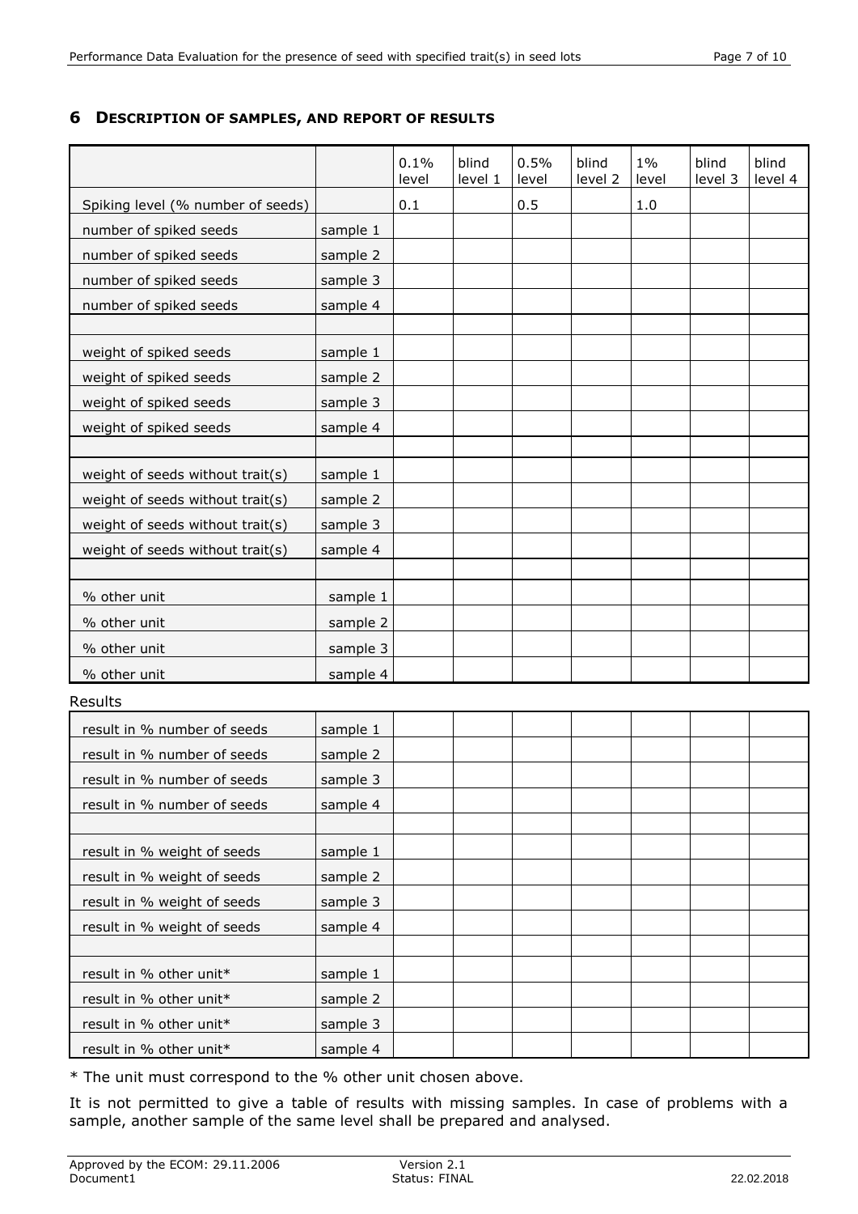## 6 DESCRIPTION OF SAMPLES, AND REPORT OF RESULTS

| | | 0.1% level | blind level 1 | 0.5% level | blind level 2 | 1% level | blind level 3 | blind level 4 |
|---|---|---|---|---|---|---|---|---|
| Spiking level (% number of seeds) | | 0.1 | | 0.5 | | 1.0 | | |
| number of spiked seeds | sample 1 | | | | | | | |
| number of spiked seeds | sample 2 | | | | | | | |
| number of spiked seeds | sample 3 | | | | | | | |
| number of spiked seeds | sample 4 | | | | | | | |
| | | | | | | | | |
| weight of spiked seeds | sample 1 | | | | | | | |
| weight of spiked seeds | sample 2 | | | | | | | |
| weight of spiked seeds | sample 3 | | | | | | | |
| weight of spiked seeds | sample 4 | | | | | | | |
| | | | | | | | | |
| weight of seeds without trait(s) | sample 1 | | | | | | | |
| weight of seeds without trait(s) | sample 2 | | | | | | | |
| weight of seeds without trait(s) | sample 3 | | | | | | | |
| weight of seeds without trait(s) | sample 4 | | | | | | | |
| | | | | | | | | |
| % other unit | sample 1 | | | | | | | |
| % other unit | sample 2 | | | | | | | |
| % other unit | sample 3 | | | | | | | |
| % other unit | sample 4 | | | | | | | |

Results

| | | | | | | | | |
|---|---|---|---|---|---|---|---|---|
| result in % number of seeds | sample 1 | | | | | | | |
| result in % number of seeds | sample 2 | | | | | | | |
| result in % number of seeds | sample 3 | | | | | | | |
| result in % number of seeds | sample 4 | | | | | | | |
| | | | | | | | | |
| result in % weight of seeds | sample 1 | | | | | | | |
| result in % weight of seeds | sample 2 | | | | | | | |
| result in % weight of seeds | sample 3 | | | | | | | |
| result in % weight of seeds | sample 4 | | | | | | | |
| | | | | | | | | |
| result in % other unit* | sample 1 | | | | | | | |
| result in % other unit* | sample 2 | | | | | | | |
| result in % other unit* | sample 3 | | | | | | | |
| result in % other unit* | sample 4 | | | | | | | |

* The unit must correspond to the % other unit chosen above.

It is not permitted to give a table of results with missing samples. In case of problems with a sample, another sample of the same level shall be prepared and analysed.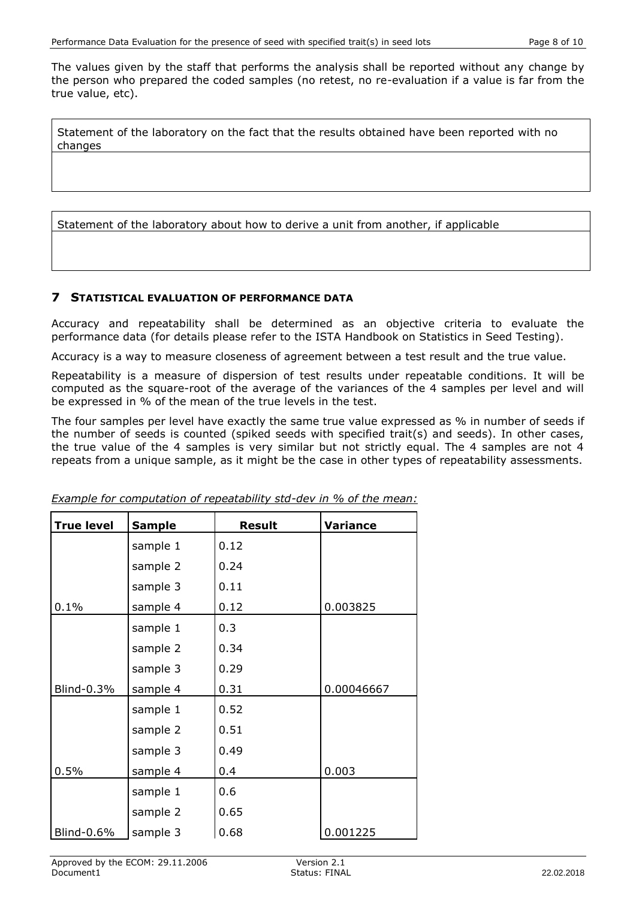The values given by the staff that performs the analysis shall be reported without any change by the person who prepared the coded samples (no retest, no re-evaluation if a value is far from the true value, etc).

| Statement of the laboratory on the fact that the results obtained have been reported with no changes |
|---|
| |

| Statement of the laboratory about how to derive a unit from another, if applicable |
|---|
| |

## 7 STATISTICAL EVALUATION OF PERFORMANCE DATA

Accuracy and repeatability shall be determined as an objective criteria to evaluate the performance data (for details please refer to the ISTA Handbook on Statistics in Seed Testing).

Accuracy is a way to measure closeness of agreement between a test result and the true value.

Repeatability is a measure of dispersion of test results under repeatable conditions. It will be computed as the square-root of the average of the variances of the 4 samples per level and will be expressed in % of the mean of the true levels in the test.

The four samples per level have exactly the same true value expressed as % in number of seeds if the number of seeds is counted (spiked seeds with specified trait(s) and seeds). In other cases, the true value of the 4 samples is very similar but not strictly equal. The 4 samples are not 4 repeats from a unique sample, as it might be the case in other types of repeatability assessments.

*Example for computation of repeatability std-dev in % of the mean:*

| True level | Sample | Result | Variance |
|---|---|---|---|
| | sample 1 | 0.12 | |
| | sample 2 | 0.24 | |
| | sample 3 | 0.11 | |
| 0.1% | sample 4 | 0.12 | 0.003825 |
| | sample 1 | 0.3 | |
| | sample 2 | 0.34 | |
| | sample 3 | 0.29 | |
| Blind-0.3% | sample 4 | 0.31 | 0.00046667 |
| | sample 1 | 0.52 | |
| | sample 2 | 0.51 | |
| | sample 3 | 0.49 | |
| 0.5% | sample 4 | 0.4 | 0.003 |
| | sample 1 | 0.6 | |
| | sample 2 | 0.65 | |
| Blind-0.6% | sample 3 | 0.68 | 0.001225 |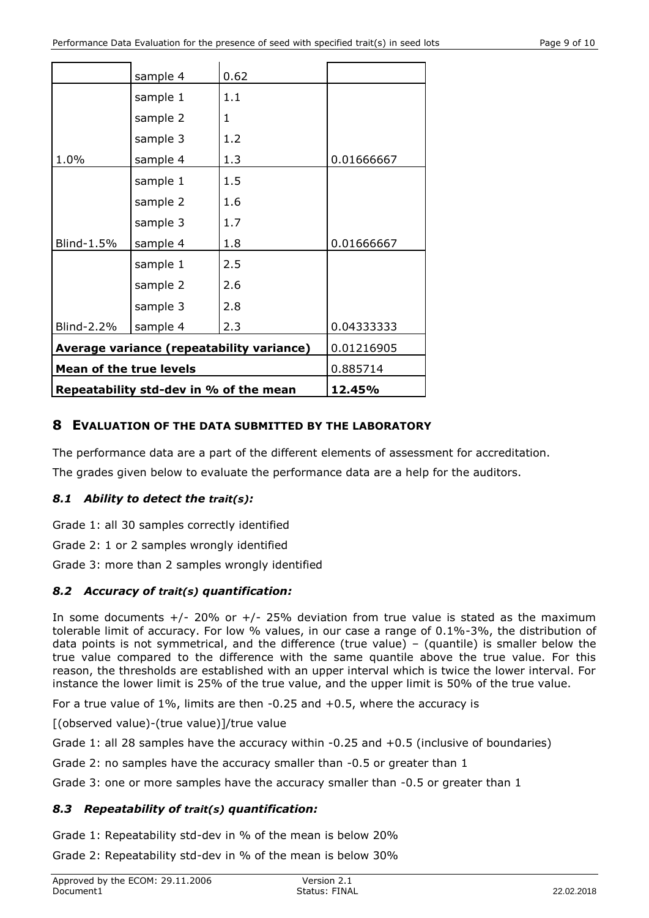| | sample 4 | 0.62 | |
|---|---|---|---|
| | sample 1 | 1.1 | |
| | sample 2 | 1 | |
| | sample 3 | 1.2 | |
| 1.0% | sample 4 | 1.3 | 0.01666667 |
| | sample 1 | 1.5 | |
| | sample 2 | 1.6 | |
| | sample 3 | 1.7 | |
| Blind-1.5% | sample 4 | 1.8 | 0.01666667 |
| | sample 1 | 2.5 | |
| | sample 2 | 2.6 | |
| | sample 3 | 2.8 | |
| Blind-2.2% | sample 4 | 2.3 | 0.04333333 |
| **Average variance (repeatability variance)** | | | 0.01216905 |
| **Mean of the true levels** | | | 0.885714 |
| **Repeatability std-dev in % of the mean** | | | **12.45%** |

## 8 EVALUATION OF THE DATA SUBMITTED BY THE LABORATORY

The performance data are a part of the different elements of assessment for accreditation.

The grades given below to evaluate the performance data are a help for the auditors.

### *8.1 Ability to detect the trait(s):*

Grade 1: all 30 samples correctly identified

Grade 2: 1 or 2 samples wrongly identified

Grade 3: more than 2 samples wrongly identified

### *8.2 Accuracy of trait(s) quantification:*

In some documents +/- 20% or +/- 25% deviation from true value is stated as the maximum tolerable limit of accuracy. For low % values, in our case a range of 0.1%-3%, the distribution of data points is not symmetrical, and the difference (true value) – (quantile) is smaller below the true value compared to the difference with the same quantile above the true value. For this reason, the thresholds are established with an upper interval which is twice the lower interval. For instance the lower limit is 25% of the true value, and the upper limit is 50% of the true value.

For a true value of 1%, limits are then -0.25 and +0.5, where the accuracy is

[(observed value)-(true value)]/true value

Grade 1: all 28 samples have the accuracy within -0.25 and +0.5 (inclusive of boundaries)

Grade 2: no samples have the accuracy smaller than -0.5 or greater than 1

Grade 3: one or more samples have the accuracy smaller than -0.5 or greater than 1

### *8.3 Repeatability of trait(s) quantification:*

Grade 1: Repeatability std-dev in % of the mean is below 20%

Grade 2: Repeatability std-dev in % of the mean is below 30%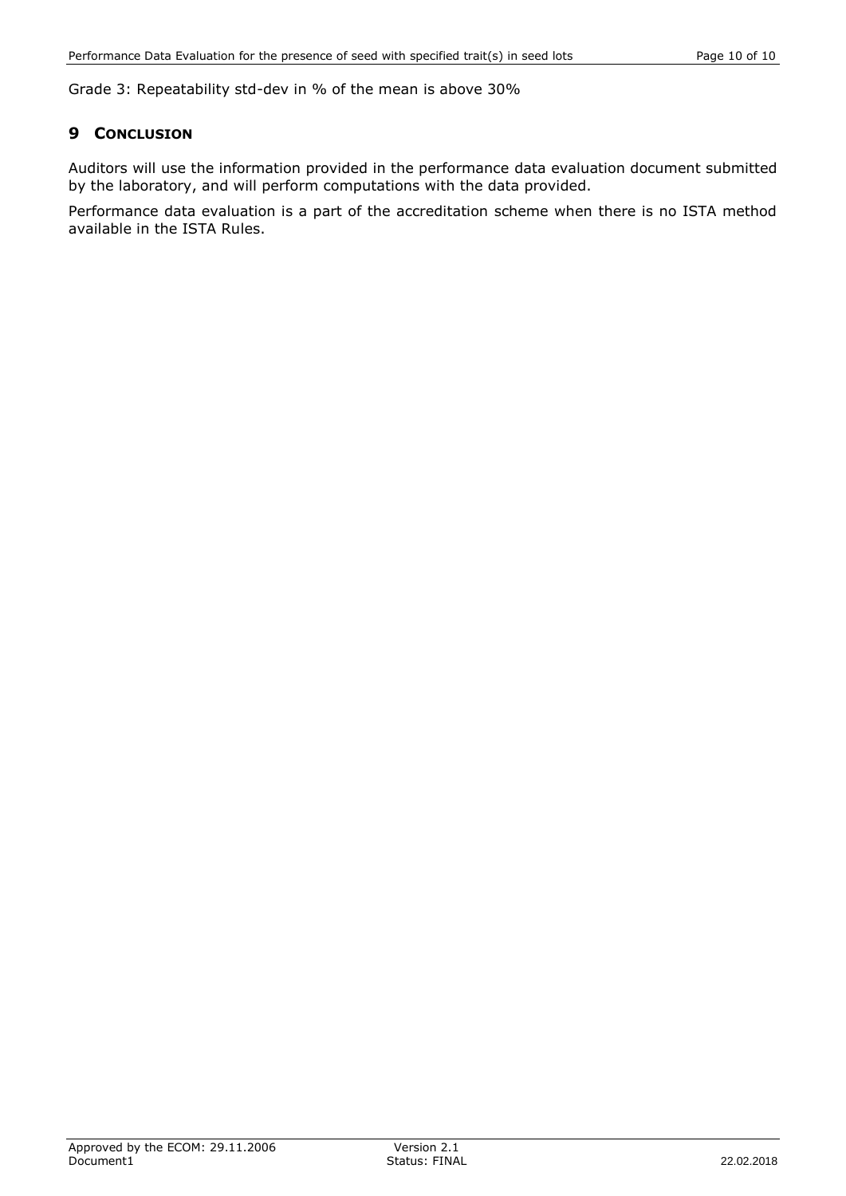Grade 3: Repeatability std-dev in % of the mean is above 30%

## 9 CONCLUSION

Auditors will use the information provided in the performance data evaluation document submitted by the laboratory, and will perform computations with the data provided.

Performance data evaluation is a part of the accreditation scheme when there is no ISTA method available in the ISTA Rules.